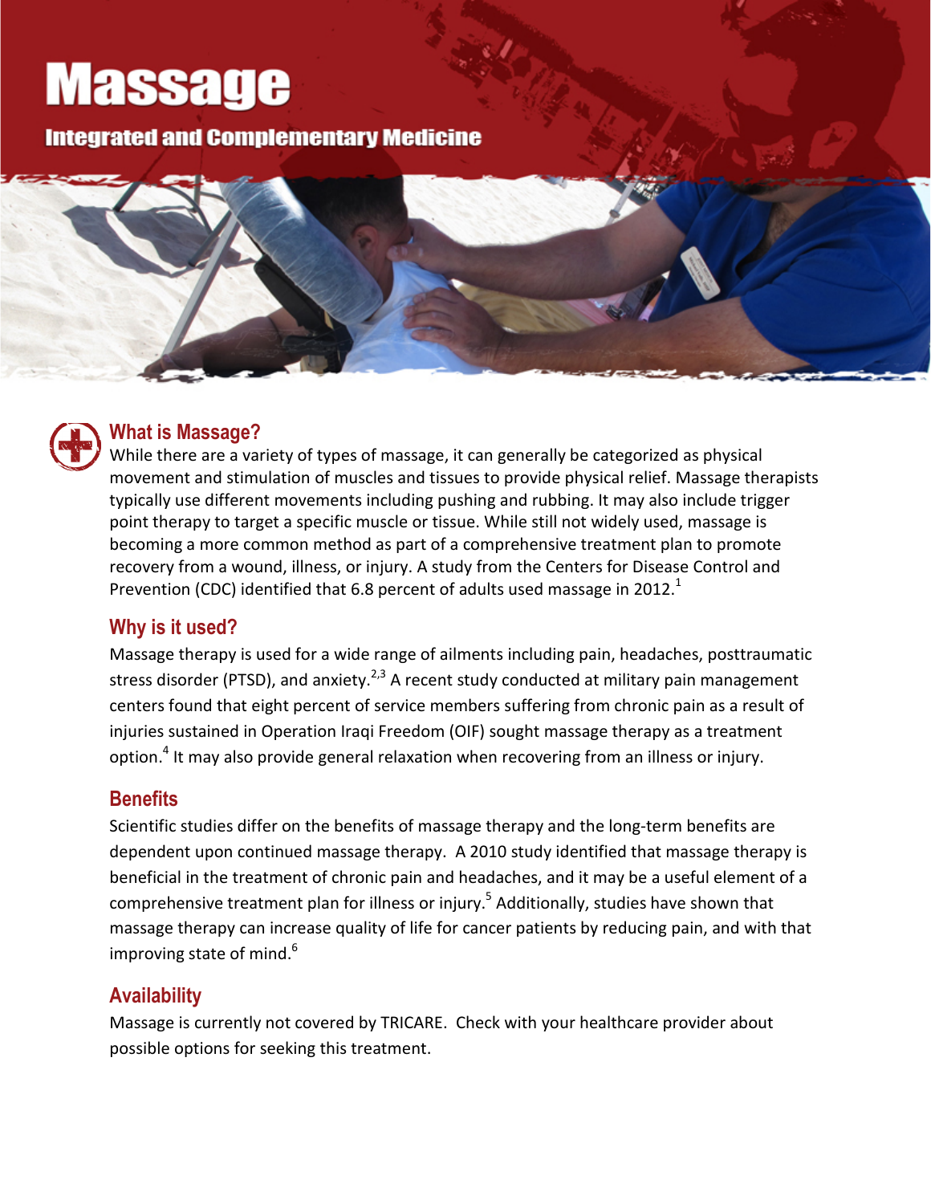# Massage

## Integrated and Complementary Medicine

### What is Massage?

While there are a variety of types of massage, it can generally be categorized as physical movement and stimulation of muscles and tissues to provide physical relief. Massage therapists typically use different movements including pushing and rubbing. It may also include trigger point therapy to target a specific muscle or tissue. While still not widely used, massage is becoming a more common method as part of a comprehensive treatment plan to promote recovery from a wound, illness, or injury. A study from the Centers for Disease Control and Prevention (CDC) identified that 6.8 percent of adults used massage in 2012.[1]

### Why is it used?

Massage therapy is used for a wide range of ailments including pain, headaches, posttraumatic stress disorder (PTSD), and anxiety.[2,3] A recent study conducted at military pain management centers found that eight percent of service members suffering from chronic pain as a result of injuries sustained in Operation Iraqi Freedom (OIF) sought massage therapy as a treatment option.[4] It may also provide general relaxation when recovering from an illness or injury.

### Benefits

Scientific studies differ on the benefits of massage therapy and the long-term benefits are dependent upon continued massage therapy. A 2010 study identified that massage therapy is beneficial in the treatment of chronic pain and headaches, and it may be a useful element of a comprehensive treatment plan for illness or injury.[5] Additionally, studies have shown that massage therapy can increase quality of life for cancer patients by reducing pain, and with that improving state of mind.[6]

### Availability

Massage is currently not covered by TRICARE. Check with your healthcare provider about possible options for seeking this treatment.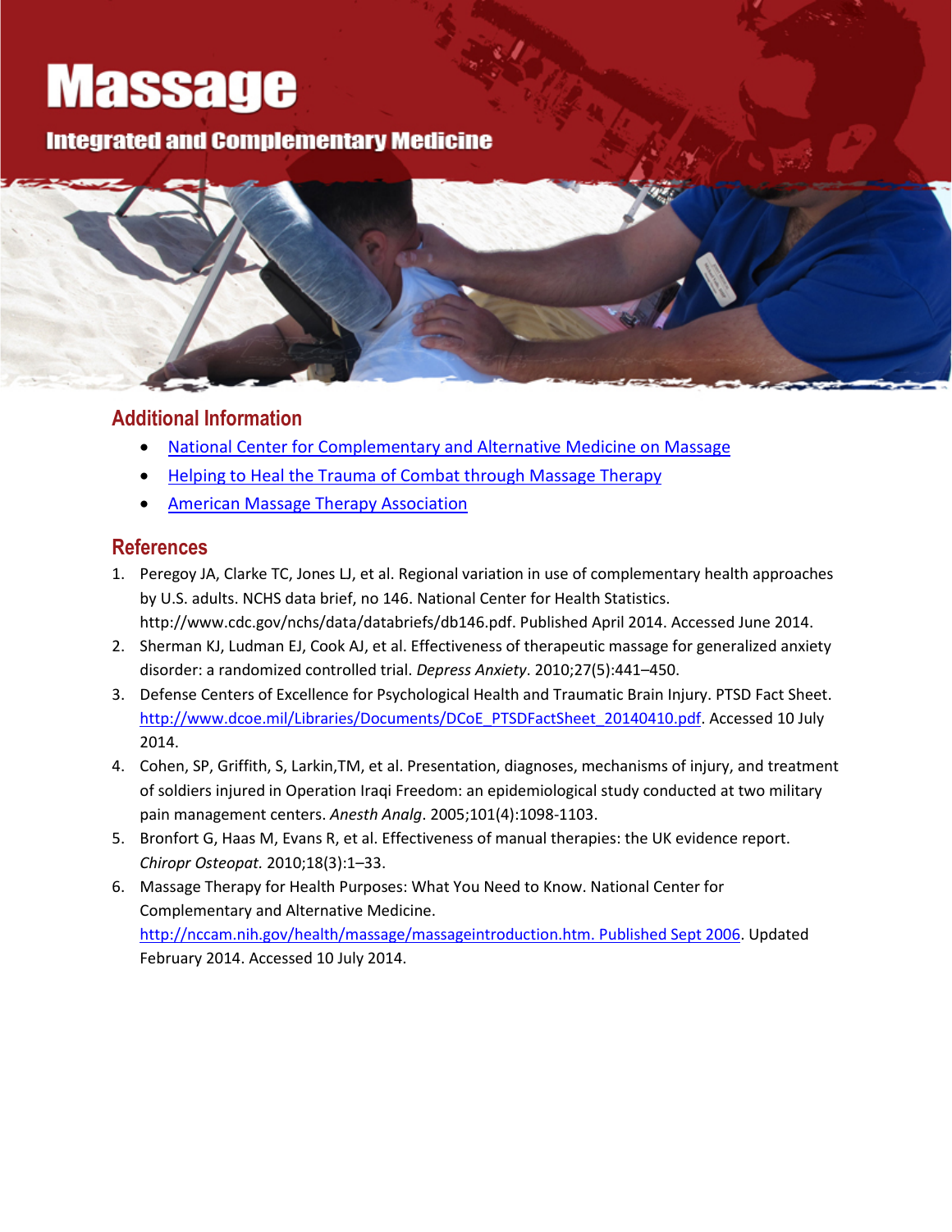# Massage

## Integrated and Complementary Medicine

## Additional Information

- National Center for Complementary and Alternative Medicine on Massage
- Helping to Heal the Trauma of Combat through Massage Therapy
- American Massage Therapy Association

## References

1. Peregoy JA, Clarke TC, Jones LJ, et al. Regional variation in use of complementary health approaches by U.S. adults. NCHS data brief, no 146. National Center for Health Statistics. http://www.cdc.gov/nchs/data/databriefs/db146.pdf. Published April 2014. Accessed June 2014.
2. Sherman KJ, Ludman EJ, Cook AJ, et al. Effectiveness of therapeutic massage for generalized anxiety disorder: a randomized controlled trial. *Depress Anxiety*. 2010;27(5):441–450.
3. Defense Centers of Excellence for Psychological Health and Traumatic Brain Injury. PTSD Fact Sheet. http://www.dcoe.mil/Libraries/Documents/DCoE_PTSDFactSheet_20140410.pdf. Accessed 10 July 2014.
4. Cohen, SP, Griffith, S, Larkin,TM, et al. Presentation, diagnoses, mechanisms of injury, and treatment of soldiers injured in Operation Iraqi Freedom: an epidemiological study conducted at two military pain management centers. *Anesth Analg*. 2005;101(4):1098-1103.
5. Bronfort G, Haas M, Evans R, et al. Effectiveness of manual therapies: the UK evidence report. *Chiropr Osteopat.* 2010;18(3):1–33.
6. Massage Therapy for Health Purposes: What You Need to Know. National Center for Complementary and Alternative Medicine. http://nccam.nih.gov/health/massage/massageintroduction.htm. Published Sept 2006. Updated February 2014. Accessed 10 July 2014.